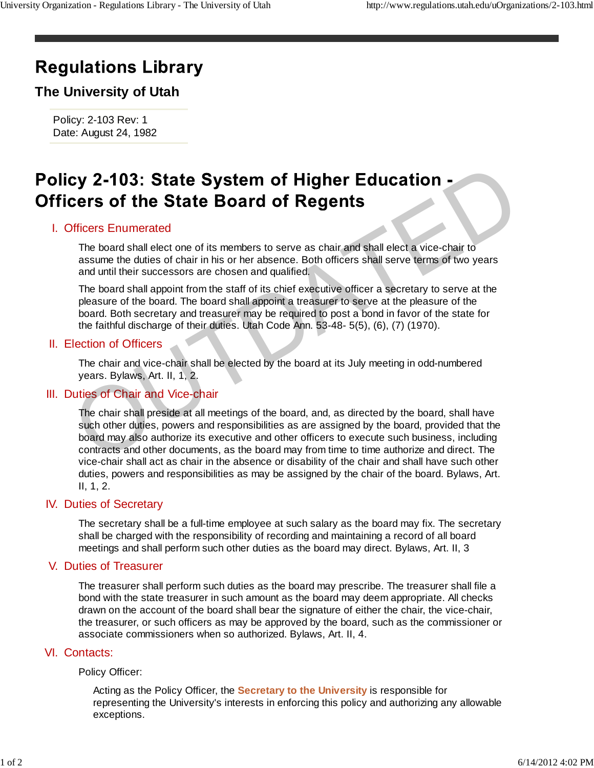# Regulations Library

## The University of Utah

Policy: 2-103 Rev: 1
Date: August 24, 1982

# Policy 2-103: State System of Higher Education - Officers of the State Board of Regents

## I. Officers Enumerated

The board shall elect one of its members to serve as chair and shall elect a vice-chair to assume the duties of chair in his or her absence. Both officers shall serve terms of two years and until their successors are chosen and qualified.

The board shall appoint from the staff of its chief executive officer a secretary to serve at the pleasure of the board. The board shall appoint a treasurer to serve at the pleasure of the board. Both secretary and treasurer may be required to post a bond in favor of the state for the faithful discharge of their duties. Utah Code Ann. 53-48- 5(5), (6), (7) (1970).

## II. Election of Officers

The chair and vice-chair shall be elected by the board at its July meeting in odd-numbered years. Bylaws, Art. II, 1, 2.

## III. Duties of Chair and Vice-chair

The chair shall preside at all meetings of the board, and, as directed by the board, shall have such other duties, powers and responsibilities as are assigned by the board, provided that the board may also authorize its executive and other officers to execute such business, including contracts and other documents, as the board may from time to time authorize and direct. The vice-chair shall act as chair in the absence or disability of the chair and shall have such other duties, powers and responsibilities as may be assigned by the chair of the board. Bylaws, Art. II, 1, 2.

## IV. Duties of Secretary

The secretary shall be a full-time employee at such salary as the board may fix. The secretary shall be charged with the responsibility of recording and maintaining a record of all board meetings and shall perform such other duties as the board may direct. Bylaws, Art. II, 3

## V. Duties of Treasurer

The treasurer shall perform such duties as the board may prescribe. The treasurer shall file a bond with the state treasurer in such amount as the board may deem appropriate. All checks drawn on the account of the board shall bear the signature of either the chair, the vice-chair, the treasurer, or such officers as may be approved by the board, such as the commissioner or associate commissioners when so authorized. Bylaws, Art. II, 4.

## VI. Contacts:

Policy Officer:

Acting as the Policy Officer, the **Secretary to the University** is responsible for representing the University's interests in enforcing this policy and authorizing any allowable exceptions.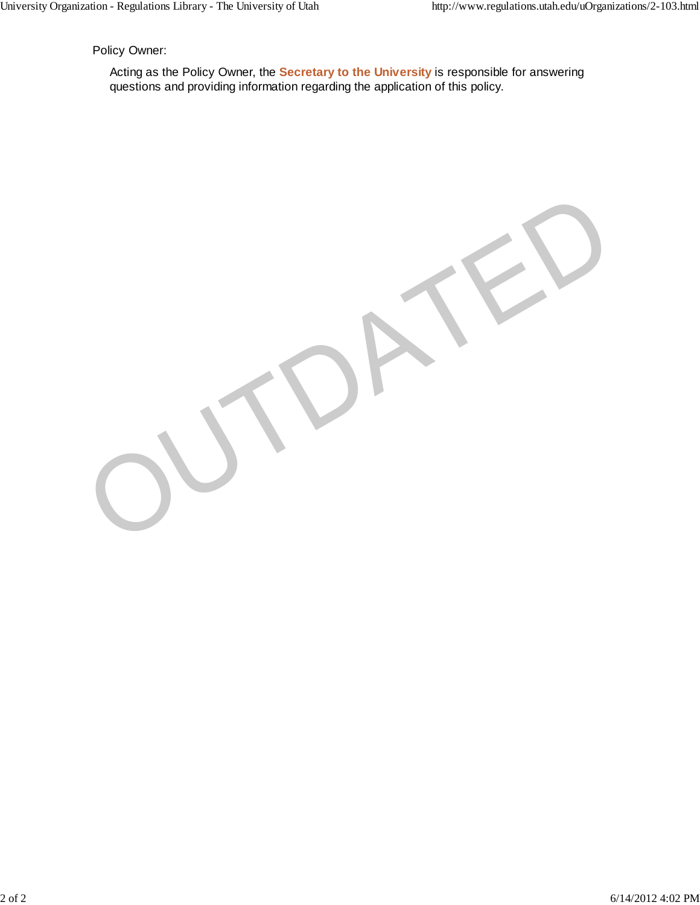Policy Owner:

Acting as the Policy Owner, the **Secretary to the University** is responsible for answering questions and providing information regarding the application of this policy.